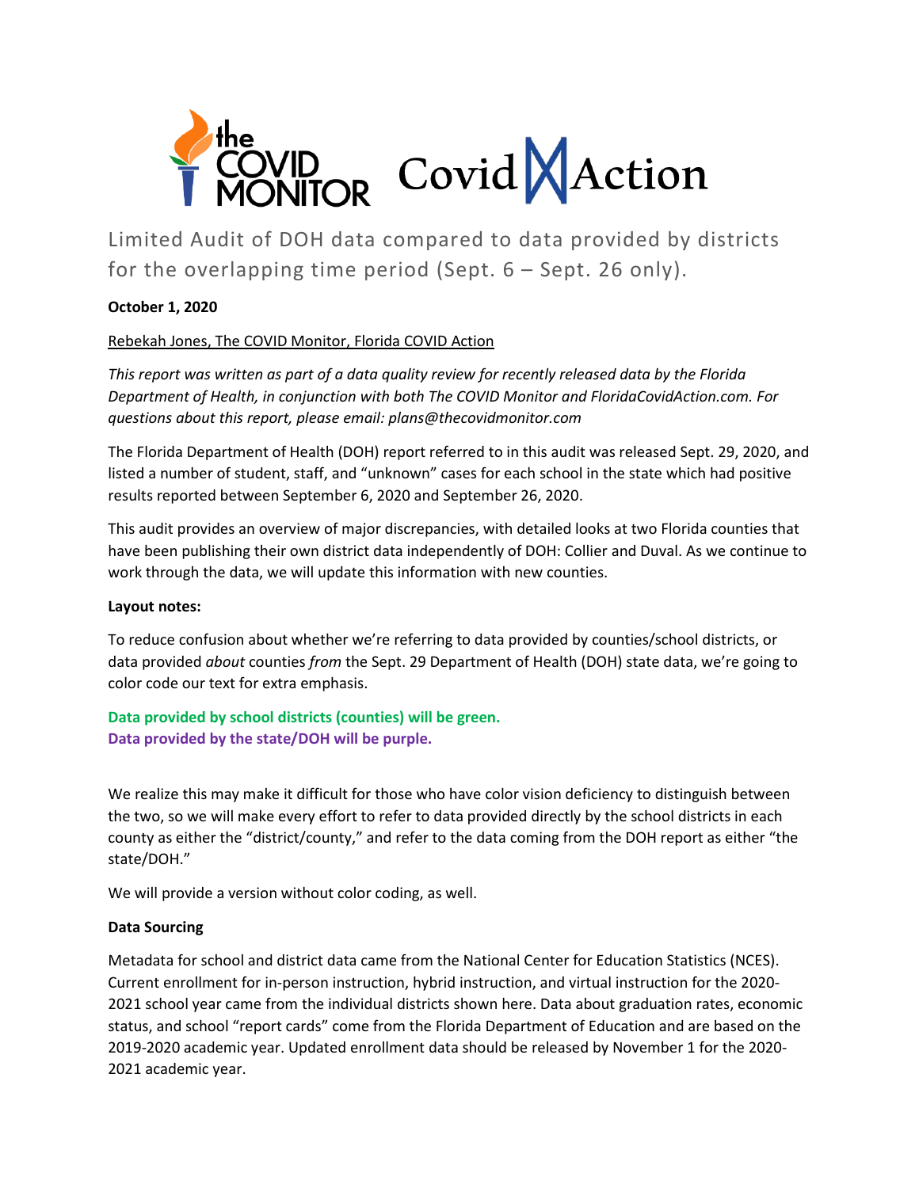# Limited Audit of DOH data compared to data provided by districts for the overlapping time period (Sept. 6 – Sept. 26 only).

**October 1, 2020**

Rebekah Jones, The COVID Monitor, Florida COVID Action

*This report was written as part of a data quality review for recently released data by the Florida Department of Health, in conjunction with both The COVID Monitor and FloridaCovidAction.com. For questions about this report, please email: plans@thecovidmonitor.com*

The Florida Department of Health (DOH) report referred to in this audit was released Sept. 29, 2020, and listed a number of student, staff, and "unknown" cases for each school in the state which had positive results reported between September 6, 2020 and September 26, 2020.

This audit provides an overview of major discrepancies, with detailed looks at two Florida counties that have been publishing their own district data independently of DOH: Collier and Duval. As we continue to work through the data, we will update this information with new counties.

**Layout notes:**

To reduce confusion about whether we're referring to data provided by counties/school districts, or data provided *about* counties *from* the Sept. 29 Department of Health (DOH) state data, we're going to color code our text for extra emphasis.

**Data provided by school districts (counties) will be green.**
**Data provided by the state/DOH will be purple.**

We realize this may make it difficult for those who have color vision deficiency to distinguish between the two, so we will make every effort to refer to data provided directly by the school districts in each county as either the "district/county," and refer to the data coming from the DOH report as either "the state/DOH."

We will provide a version without color coding, as well.

**Data Sourcing**

Metadata for school and district data came from the National Center for Education Statistics (NCES). Current enrollment for in-person instruction, hybrid instruction, and virtual instruction for the 2020-2021 school year came from the individual districts shown here. Data about graduation rates, economic status, and school "report cards" come from the Florida Department of Education and are based on the 2019-2020 academic year. Updated enrollment data should be released by November 1 for the 2020-2021 academic year.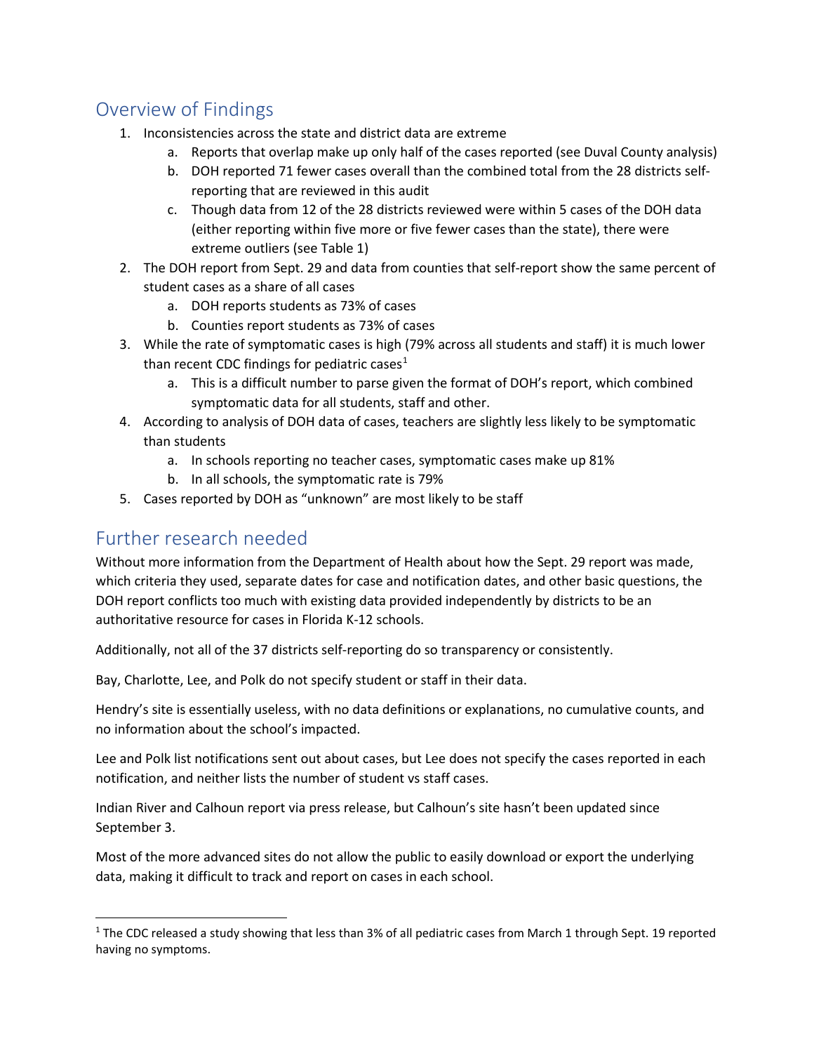## Overview of Findings

1. Inconsistencies across the state and district data are extreme
    a. Reports that overlap make up only half of the cases reported (see Duval County analysis)
    b. DOH reported 71 fewer cases overall than the combined total from the 28 districts self-reporting that are reviewed in this audit
    c. Though data from 12 of the 28 districts reviewed were within 5 cases of the DOH data (either reporting within five more or five fewer cases than the state), there were extreme outliers (see Table 1)
2. The DOH report from Sept. 29 and data from counties that self-report show the same percent of student cases as a share of all cases
    a. DOH reports students as 73% of cases
    b. Counties report students as 73% of cases
3. While the rate of symptomatic cases is high (79% across all students and staff) it is much lower than recent CDC findings for pediatric cases[1]
    a. This is a difficult number to parse given the format of DOH's report, which combined symptomatic data for all students, staff and other.
4. According to analysis of DOH data of cases, teachers are slightly less likely to be symptomatic than students
    a. In schools reporting no teacher cases, symptomatic cases make up 81%
    b. In all schools, the symptomatic rate is 79%
5. Cases reported by DOH as "unknown" are most likely to be staff

## Further research needed

Without more information from the Department of Health about how the Sept. 29 report was made, which criteria they used, separate dates for case and notification dates, and other basic questions, the DOH report conflicts too much with existing data provided independently by districts to be an authoritative resource for cases in Florida K-12 schools.

Additionally, not all of the 37 districts self-reporting do so transparency or consistently.

Bay, Charlotte, Lee, and Polk do not specify student or staff in their data.

Hendry's site is essentially useless, with no data definitions or explanations, no cumulative counts, and no information about the school's impacted.

Lee and Polk list notifications sent out about cases, but Lee does not specify the cases reported in each notification, and neither lists the number of student vs staff cases.

Indian River and Calhoun report via press release, but Calhoun's site hasn't been updated since September 3.

Most of the more advanced sites do not allow the public to easily download or export the underlying data, making it difficult to track and report on cases in each school.

---

[1] The CDC released a study showing that less than 3% of all pediatric cases from March 1 through Sept. 19 reported having no symptoms.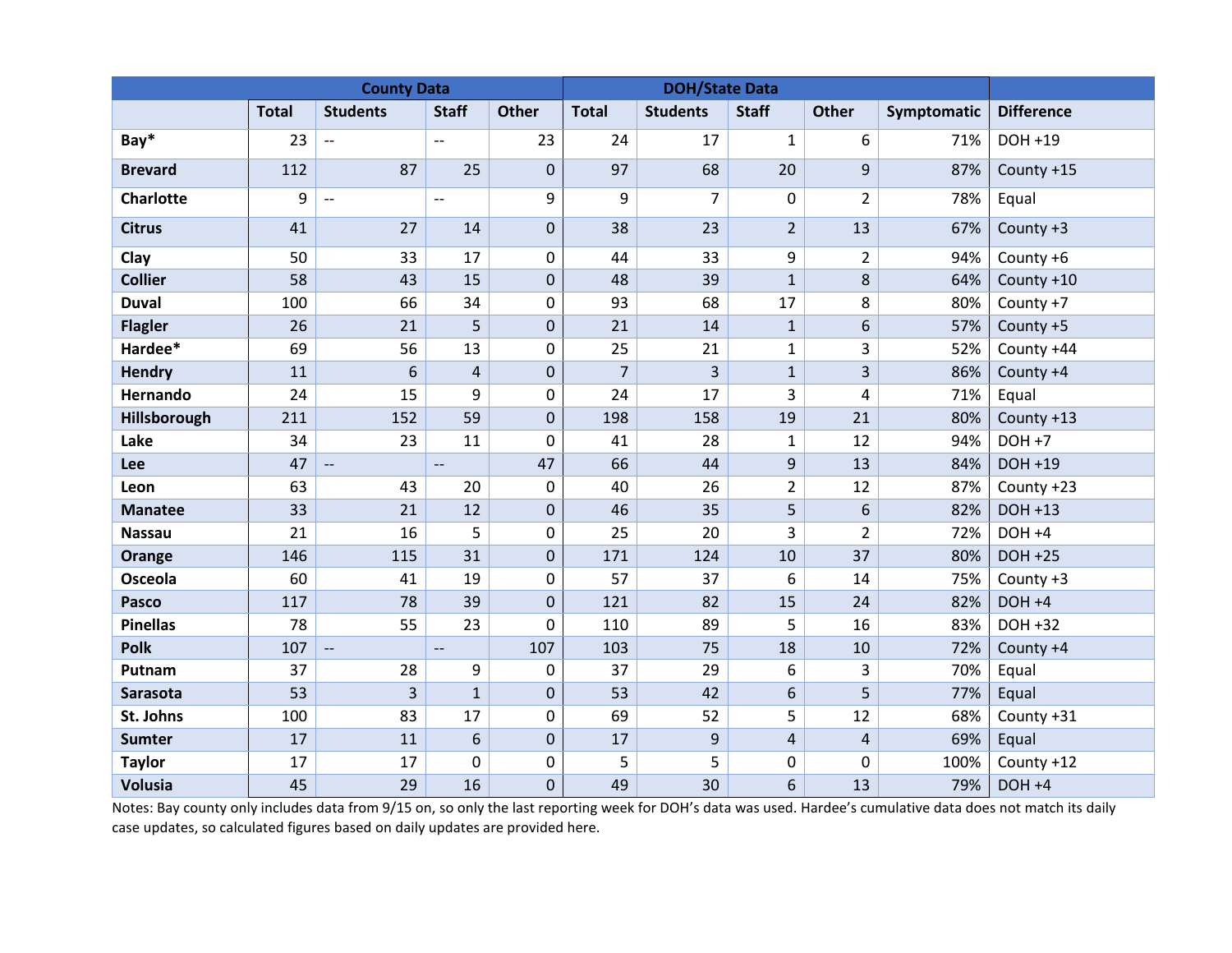| | County Data | | | | DOH/State Data | | | | | |
|---|---|---|---|---|---|---|---|---|---|---|
| | Total | Students | Staff | Other | Total | Students | Staff | Other | Symptomatic | Difference |
| Bay* | 23 | -- | -- | 23 | 24 | 17 | 1 | 6 | 71% | DOH +19 |
| Brevard | 112 | 87 | 25 | 0 | 97 | 68 | 20 | 9 | 87% | County +15 |
| Charlotte | 9 | -- | -- | 9 | 9 | 7 | 0 | 2 | 78% | Equal |
| Citrus | 41 | 27 | 14 | 0 | 38 | 23 | 2 | 13 | 67% | County +3 |
| Clay | 50 | 33 | 17 | 0 | 44 | 33 | 9 | 2 | 94% | County +6 |
| Collier | 58 | 43 | 15 | 0 | 48 | 39 | 1 | 8 | 64% | County +10 |
| Duval | 100 | 66 | 34 | 0 | 93 | 68 | 17 | 8 | 80% | County +7 |
| Flagler | 26 | 21 | 5 | 0 | 21 | 14 | 1 | 6 | 57% | County +5 |
| Hardee* | 69 | 56 | 13 | 0 | 25 | 21 | 1 | 3 | 52% | County +44 |
| Hendry | 11 | 6 | 4 | 0 | 7 | 3 | 1 | 3 | 86% | County +4 |
| Hernando | 24 | 15 | 9 | 0 | 24 | 17 | 3 | 4 | 71% | Equal |
| Hillsborough | 211 | 152 | 59 | 0 | 198 | 158 | 19 | 21 | 80% | County +13 |
| Lake | 34 | 23 | 11 | 0 | 41 | 28 | 1 | 12 | 94% | DOH +7 |
| Lee | 47 | -- | -- | 47 | 66 | 44 | 9 | 13 | 84% | DOH +19 |
| Leon | 63 | 43 | 20 | 0 | 40 | 26 | 2 | 12 | 87% | County +23 |
| Manatee | 33 | 21 | 12 | 0 | 46 | 35 | 5 | 6 | 82% | DOH +13 |
| Nassau | 21 | 16 | 5 | 0 | 25 | 20 | 3 | 2 | 72% | DOH +4 |
| Orange | 146 | 115 | 31 | 0 | 171 | 124 | 10 | 37 | 80% | DOH +25 |
| Osceola | 60 | 41 | 19 | 0 | 57 | 37 | 6 | 14 | 75% | County +3 |
| Pasco | 117 | 78 | 39 | 0 | 121 | 82 | 15 | 24 | 82% | DOH +4 |
| Pinellas | 78 | 55 | 23 | 0 | 110 | 89 | 5 | 16 | 83% | DOH +32 |
| Polk | 107 | -- | -- | 107 | 103 | 75 | 18 | 10 | 72% | County +4 |
| Putnam | 37 | 28 | 9 | 0 | 37 | 29 | 6 | 3 | 70% | Equal |
| Sarasota | 53 | 3 | 1 | 0 | 53 | 42 | 6 | 5 | 77% | Equal |
| St. Johns | 100 | 83 | 17 | 0 | 69 | 52 | 5 | 12 | 68% | County +31 |
| Sumter | 17 | 11 | 6 | 0 | 17 | 9 | 4 | 4 | 69% | Equal |
| Taylor | 17 | 17 | 0 | 0 | 5 | 5 | 0 | 0 | 100% | County +12 |
| Volusia | 45 | 29 | 16 | 0 | 49 | 30 | 6 | 13 | 79% | DOH +4 |

Notes: Bay county only includes data from 9/15 on, so only the last reporting week for DOH's data was used. Hardee's cumulative data does not match its daily case updates, so calculated figures based on daily updates are provided here.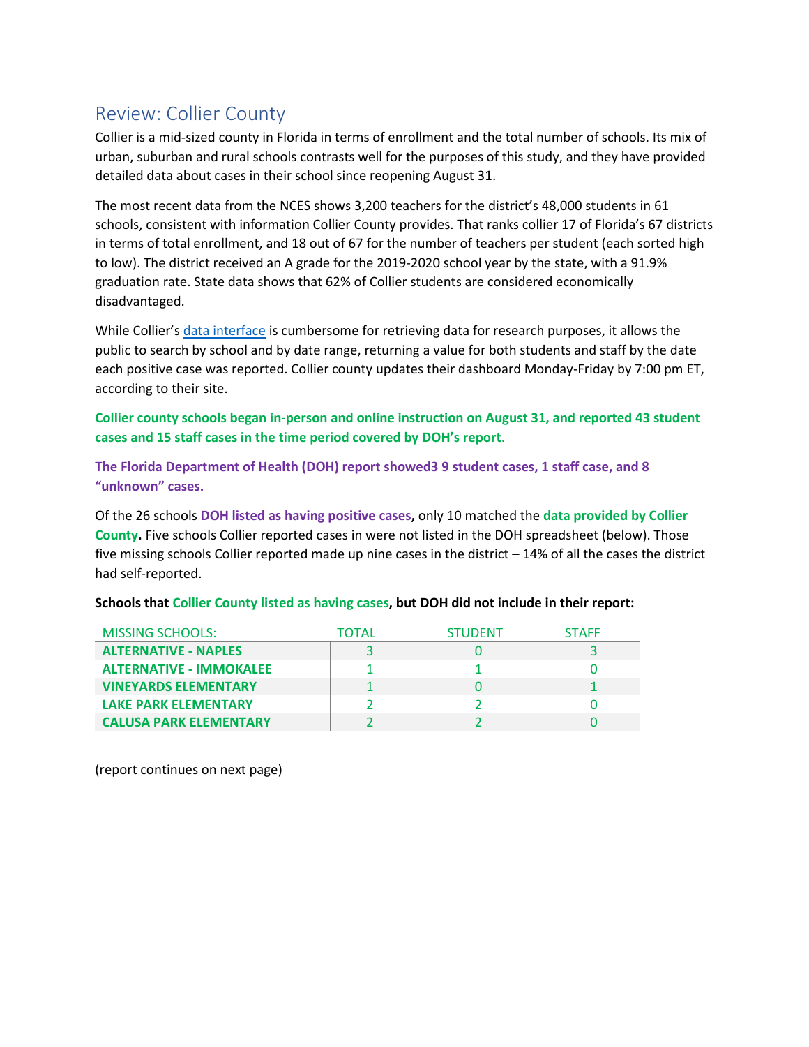## Review: Collier County

Collier is a mid-sized county in Florida in terms of enrollment and the total number of schools. Its mix of urban, suburban and rural schools contrasts well for the purposes of this study, and they have provided detailed data about cases in their school since reopening August 31.

The most recent data from the NCES shows 3,200 teachers for the district's 48,000 students in 61 schools, consistent with information Collier County provides. That ranks collier 17 of Florida's 67 districts in terms of total enrollment, and 18 out of 67 for the number of teachers per student (each sorted high to low). The district received an A grade for the 2019-2020 school year by the state, with a 91.9% graduation rate. State data shows that 62% of Collier students are considered economically disadvantaged.

While Collier's [data interface](data interface) is cumbersome for retrieving data for research purposes, it allows the public to search by school and by date range, returning a value for both students and staff by the date each positive case was reported. Collier county updates their dashboard Monday-Friday by 7:00 pm ET, according to their site.

**Collier county schools began in-person and online instruction on August 31, and reported 43 student cases and 15 staff cases in the time period covered by DOH's report.**

**The Florida Department of Health (DOH) report showed3 9 student cases, 1 staff case, and 8 "unknown" cases.**

Of the 26 schools **DOH listed as having positive cases,** only 10 matched the **data provided by Collier County.** Five schools Collier reported cases in were not listed in the DOH spreadsheet (below). Those five missing schools Collier reported made up nine cases in the district – 14% of all the cases the district had self-reported.

**Schools that Collier County listed as having cases, but DOH did not include in their report:**

| MISSING SCHOOLS: | TOTAL | STUDENT | STAFF |
|---|---|---|---|
| **ALTERNATIVE - NAPLES** | 3 | 0 | 3 |
| **ALTERNATIVE - IMMOKALEE** | 1 | 1 | 0 |
| **VINEYARDS ELEMENTARY** | 1 | 0 | 1 |
| **LAKE PARK ELEMENTARY** | 2 | 2 | 0 |
| **CALUSA PARK ELEMENTARY** | 2 | 2 | 0 |

(report continues on next page)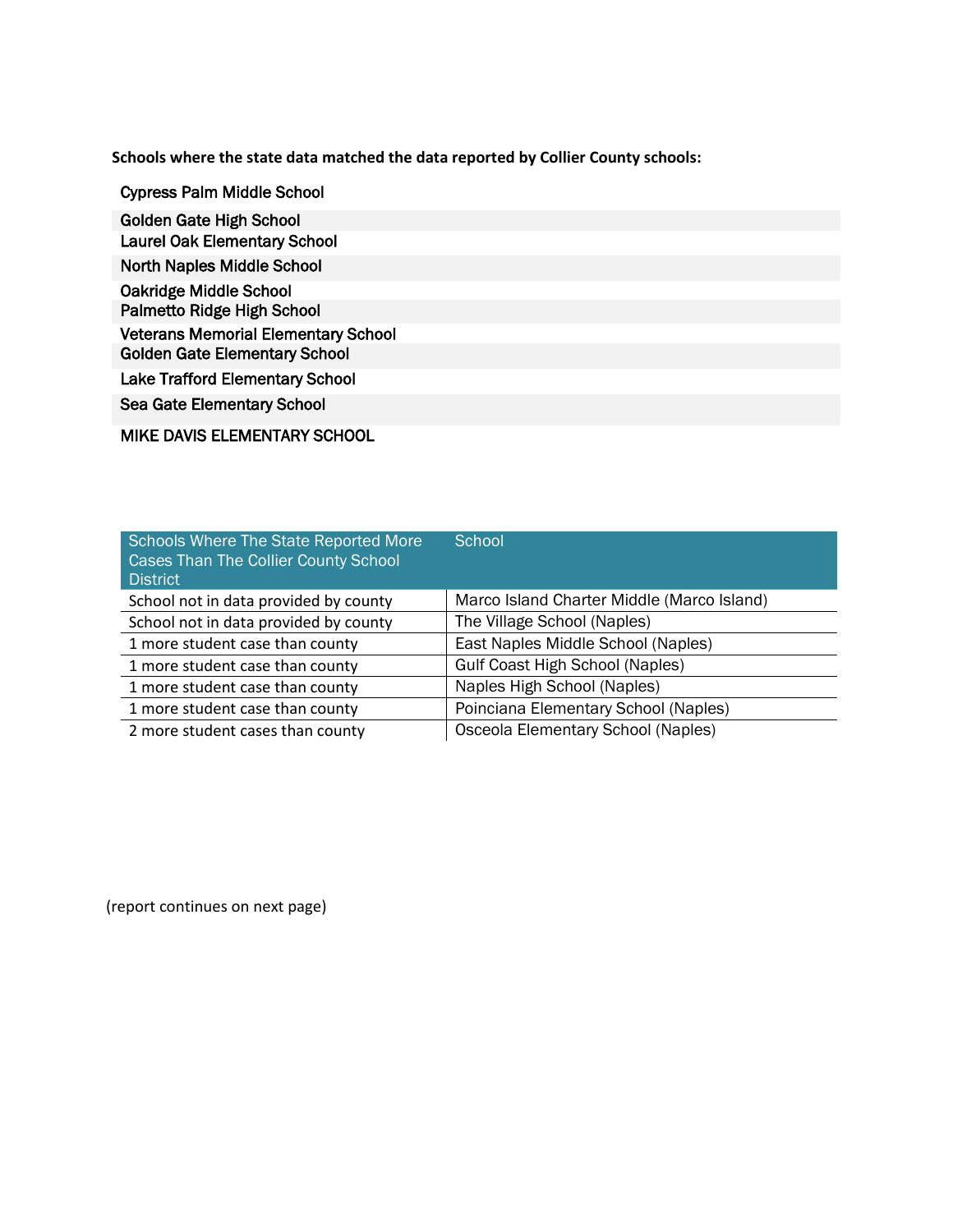**Schools where the state data matched the data reported by Collier County schools:**

| |
|---|
| Cypress Palm Middle School |
| Golden Gate High School |
| Laurel Oak Elementary School |
| North Naples Middle School |
| Oakridge Middle School |
| Palmetto Ridge High School |
| Veterans Memorial Elementary School |
| Golden Gate Elementary School |
| Lake Trafford Elementary School |
| Sea Gate Elementary School |
| MIKE DAVIS ELEMENTARY SCHOOL |

| Schools Where The State Reported More Cases Than The Collier County School District | School |
|---|---|
| School not in data provided by county | Marco Island Charter Middle (Marco Island) |
| School not in data provided by county | The Village School (Naples) |
| 1 more student case than county | East Naples Middle School (Naples) |
| 1 more student case than county | Gulf Coast High School (Naples) |
| 1 more student case than county | Naples High School (Naples) |
| 1 more student case than county | Poinciana Elementary School (Naples) |
| 2 more student cases than county | Osceola Elementary School (Naples) |

(report continues on next page)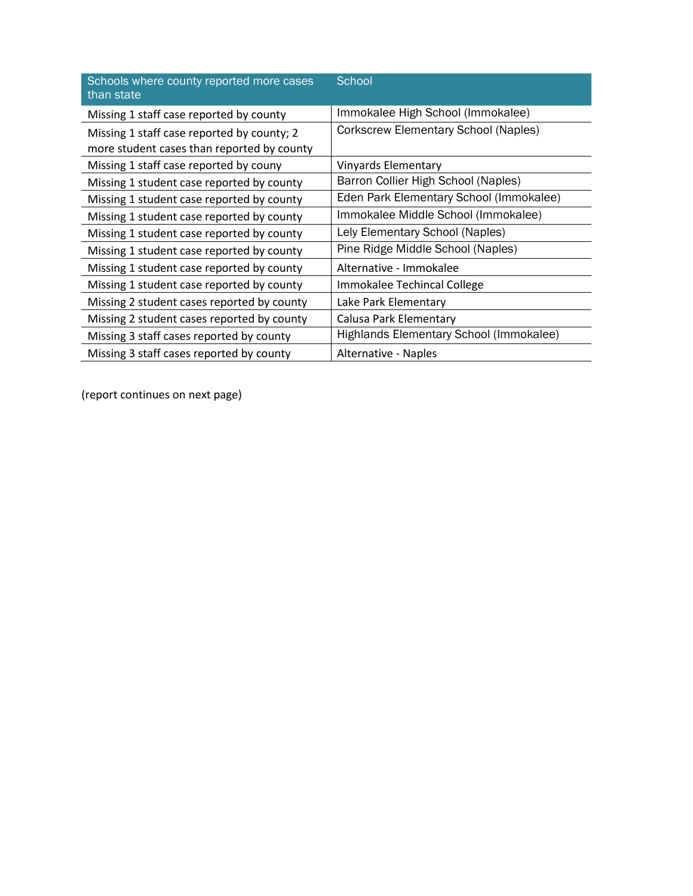| Schools where county reported more cases than state | School |
| --- | --- |
| Missing 1 staff case reported by county | Immokalee High School (Immokalee) |
| Missing 1 staff case reported by county; 2 more student cases than reported by county | Corkscrew Elementary School (Naples) |
| Missing 1 staff case reported by couny | Vinyards Elementary |
| Missing 1 student case reported by county | Barron Collier High School (Naples) |
| Missing 1 student case reported by county | Eden Park Elementary School (Immokalee) |
| Missing 1 student case reported by county | Immokalee Middle School (Immokalee) |
| Missing 1 student case reported by county | Lely Elementary School (Naples) |
| Missing 1 student case reported by county | Pine Ridge Middle School (Naples) |
| Missing 1 student case reported by county | Alternative - Immokalee |
| Missing 1 student case reported by county | Immokalee Techincal College |
| Missing 2 student cases reported by county | Lake Park Elementary |
| Missing 2 student cases reported by county | Calusa Park Elementary |
| Missing 3 staff cases reported by county | Highlands Elementary School (Immokalee) |
| Missing 3 staff cases reported by county | Alternative - Naples |

(report continues on next page)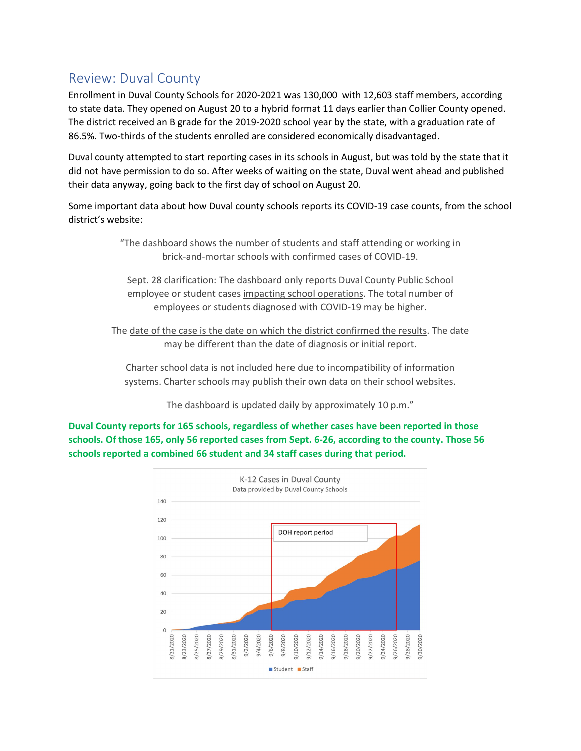## Review: Duval County

Enrollment in Duval County Schools for 2020-2021 was 130,000 with 12,603 staff members, according to state data. They opened on August 20 to a hybrid format 11 days earlier than Collier County opened. The district received an B grade for the 2019-2020 school year by the state, with a graduation rate of 86.5%. Two-thirds of the students enrolled are considered economically disadvantaged.

Duval county attempted to start reporting cases in its schools in August, but was told by the state that it did not have permission to do so. After weeks of waiting on the state, Duval went ahead and published their data anyway, going back to the first day of school on August 20.

Some important data about how Duval county schools reports its COVID-19 case counts, from the school district's website:

> "The dashboard shows the number of students and staff attending or working in brick-and-mortar schools with confirmed cases of COVID-19.
>
> Sept. 28 clarification: The dashboard only reports Duval County Public School employee or student cases impacting school operations. The total number of employees or students diagnosed with COVID-19 may be higher.
>
> The date of the case is the date on which the district confirmed the results. The date may be different than the date of diagnosis or initial report.
>
> Charter school data is not included here due to incompatibility of information systems. Charter schools may publish their own data on their school websites.
>
> The dashboard is updated daily by approximately 10 p.m."

**Duval County reports for 165 schools, regardless of whether cases have been reported in those schools. Of those 165, only 56 reported cases from Sept. 6-26, according to the county. Those 56 schools reported a combined 66 student and 34 staff cases during that period.**

K-12 Cases in Duval County
Data provided by Duval County Schools

(Stacked area chart, 8/21/2020 – 9/30/2020, Student and Staff cases; "DOH report period" highlighted from 9/6/2020 to 9/26/2020)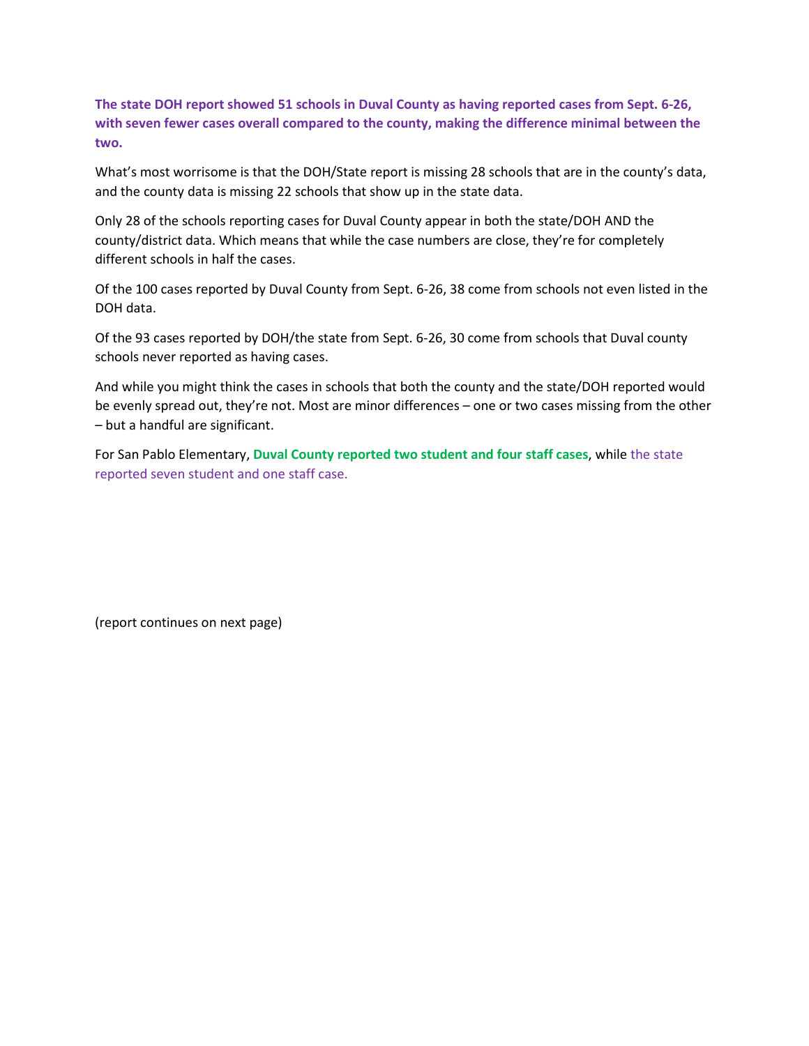**The state DOH report showed 51 schools in Duval County as having reported cases from Sept. 6-26, with seven fewer cases overall compared to the county, making the difference minimal between the two.**

What's most worrisome is that the DOH/State report is missing 28 schools that are in the county's data, and the county data is missing 22 schools that show up in the state data.

Only 28 of the schools reporting cases for Duval County appear in both the state/DOH AND the county/district data. Which means that while the case numbers are close, they're for completely different schools in half the cases.

Of the 100 cases reported by Duval County from Sept. 6-26, 38 come from schools not even listed in the DOH data.

Of the 93 cases reported by DOH/the state from Sept. 6-26, 30 come from schools that Duval county schools never reported as having cases.

And while you might think the cases in schools that both the county and the state/DOH reported would be evenly spread out, they're not. Most are minor differences – one or two cases missing from the other – but a handful are significant.

For San Pablo Elementary, **Duval County reported two student and four staff cases**, while the state reported seven student and one staff case.

(report continues on next page)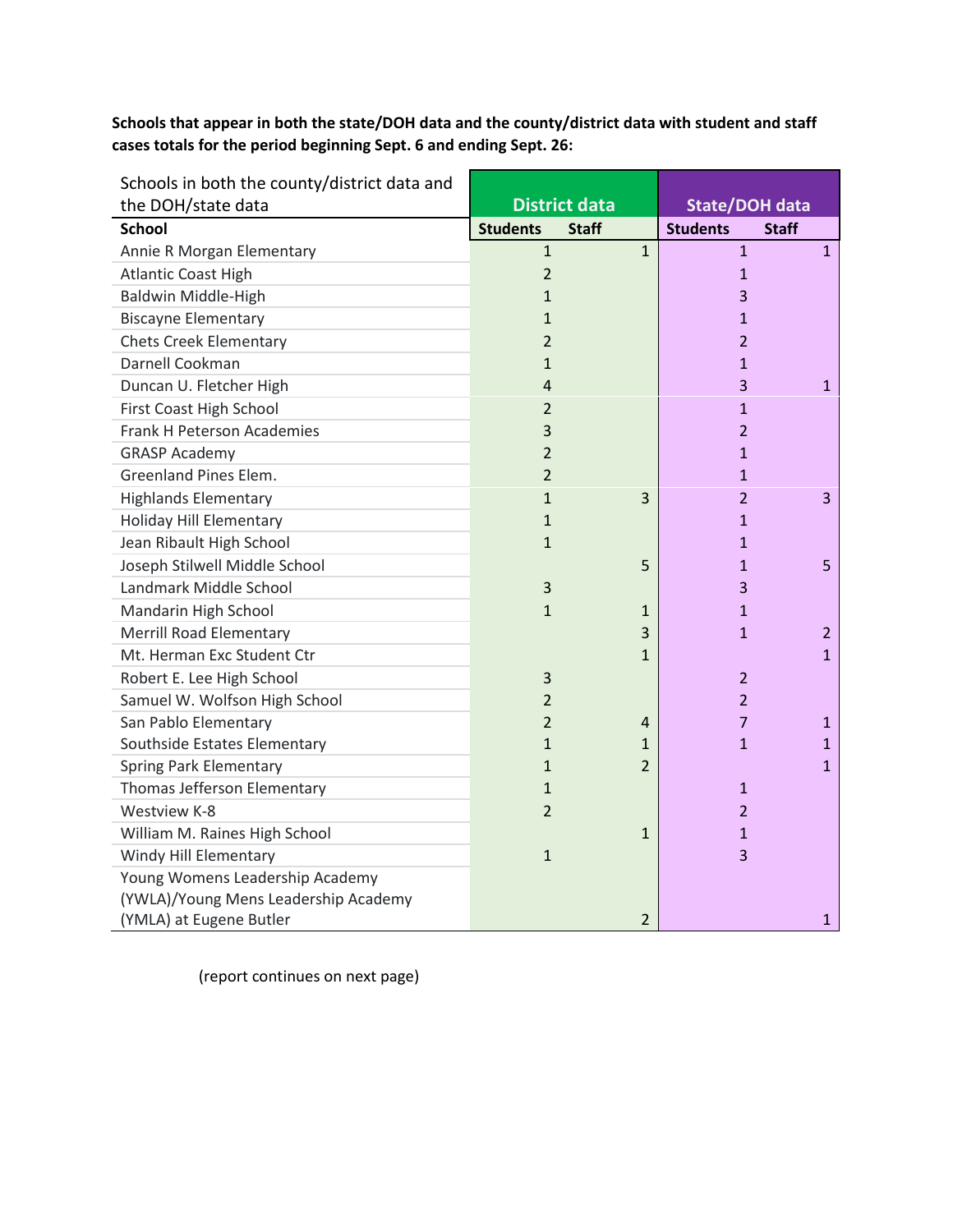**Schools that appear in both the state/DOH data and the county/district data with student and staff cases totals for the period beginning Sept. 6 and ending Sept. 26:**

| Schools in both the county/district data and the DOH/state data | District data | | State/DOH data | |
|---|---|---|---|---|
| **School** | **Students** | **Staff** | **Students** | **Staff** |
| Annie R Morgan Elementary | 1 | 1 | 1 | 1 |
| Atlantic Coast High | 2 | | 1 | |
| Baldwin Middle-High | 1 | | 3 | |
| Biscayne Elementary | 1 | | 1 | |
| Chets Creek Elementary | 2 | | 2 | |
| Darnell Cookman | 1 | | 1 | |
| Duncan U. Fletcher High | 4 | | 3 | 1 |
| First Coast High School | 2 | | 1 | |
| Frank H Peterson Academies | 3 | | 2 | |
| GRASP Academy | 2 | | 1 | |
| Greenland Pines Elem. | 2 | | 1 | |
| Highlands Elementary | 1 | 3 | 2 | 3 |
| Holiday Hill Elementary | 1 | | 1 | |
| Jean Ribault High School | 1 | | 1 | |
| Joseph Stilwell Middle School | | 5 | 1 | 5 |
| Landmark Middle School | 3 | | 3 | |
| Mandarin High School | 1 | 1 | 1 | |
| Merrill Road Elementary | | 3 | 1 | 2 |
| Mt. Herman Exc Student Ctr | | 1 | | 1 |
| Robert E. Lee High School | 3 | | 2 | |
| Samuel W. Wolfson High School | 2 | | 2 | |
| San Pablo Elementary | 2 | 4 | 7 | 1 |
| Southside Estates Elementary | 1 | 1 | 1 | 1 |
| Spring Park Elementary | 1 | 2 | | 1 |
| Thomas Jefferson Elementary | 1 | | 1 | |
| Westview K-8 | 2 | | 2 | |
| William M. Raines High School | | 1 | 1 | |
| Windy Hill Elementary | 1 | | 3 | |
| Young Womens Leadership Academy (YWLA)/Young Mens Leadership Academy (YMLA) at Eugene Butler | | 2 | | 1 |

(report continues on next page)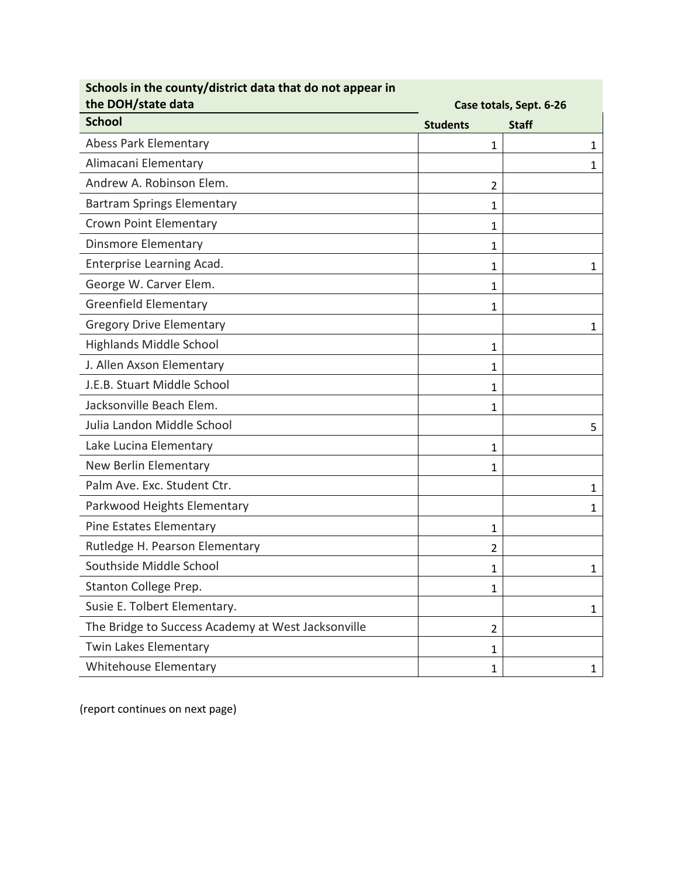| Schools in the county/district data that do not appear in the DOH/state data | Case totals, Sept. 6-26 | |
|---|---|---|
| **School** | **Students** | **Staff** |
| Abess Park Elementary | 1 | 1 |
| Alimacani Elementary | | 1 |
| Andrew A. Robinson Elem. | 2 | |
| Bartram Springs Elementary | 1 | |
| Crown Point Elementary | 1 | |
| Dinsmore Elementary | 1 | |
| Enterprise Learning Acad. | 1 | 1 |
| George W. Carver Elem. | 1 | |
| Greenfield Elementary | 1 | |
| Gregory Drive Elementary | | 1 |
| Highlands Middle School | 1 | |
| J. Allen Axson Elementary | 1 | |
| J.E.B. Stuart Middle School | 1 | |
| Jacksonville Beach Elem. | 1 | |
| Julia Landon Middle School | | 5 |
| Lake Lucina Elementary | 1 | |
| New Berlin Elementary | 1 | |
| Palm Ave. Exc. Student Ctr. | | 1 |
| Parkwood Heights Elementary | | 1 |
| Pine Estates Elementary | 1 | |
| Rutledge H. Pearson Elementary | 2 | |
| Southside Middle School | 1 | 1 |
| Stanton College Prep. | 1 | |
| Susie E. Tolbert Elementary. | | 1 |
| The Bridge to Success Academy at West Jacksonville | 2 | |
| Twin Lakes Elementary | 1 | |
| Whitehouse Elementary | 1 | 1 |

(report continues on next page)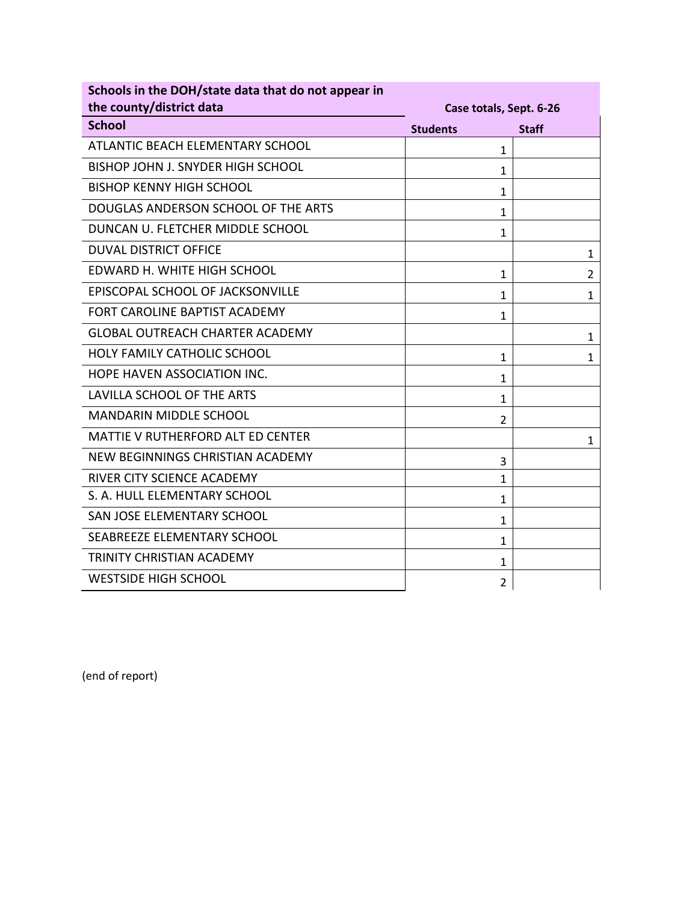| Schools in the DOH/state data that do not appear in the county/district data | Case totals, Sept. 6-26 | |
|---|---|---|
| School | Students | Staff |
| ATLANTIC BEACH ELEMENTARY SCHOOL | 1 | |
| BISHOP JOHN J. SNYDER HIGH SCHOOL | 1 | |
| BISHOP KENNY HIGH SCHOOL | 1 | |
| DOUGLAS ANDERSON SCHOOL OF THE ARTS | 1 | |
| DUNCAN U. FLETCHER MIDDLE SCHOOL | 1 | |
| DUVAL DISTRICT OFFICE | | 1 |
| EDWARD H. WHITE HIGH SCHOOL | 1 | 2 |
| EPISCOPAL SCHOOL OF JACKSONVILLE | 1 | 1 |
| FORT CAROLINE BAPTIST ACADEMY | 1 | |
| GLOBAL OUTREACH CHARTER ACADEMY | | 1 |
| HOLY FAMILY CATHOLIC SCHOOL | 1 | 1 |
| HOPE HAVEN ASSOCIATION INC. | 1 | |
| LAVILLA SCHOOL OF THE ARTS | 1 | |
| MANDARIN MIDDLE SCHOOL | 2 | |
| MATTIE V RUTHERFORD ALT ED CENTER | | 1 |
| NEW BEGINNINGS CHRISTIAN ACADEMY | 3 | |
| RIVER CITY SCIENCE ACADEMY | 1 | |
| S. A. HULL ELEMENTARY SCHOOL | 1 | |
| SAN JOSE ELEMENTARY SCHOOL | 1 | |
| SEABREEZE ELEMENTARY SCHOOL | 1 | |
| TRINITY CHRISTIAN ACADEMY | 1 | |
| WESTSIDE HIGH SCHOOL | 2 | |

(end of report)